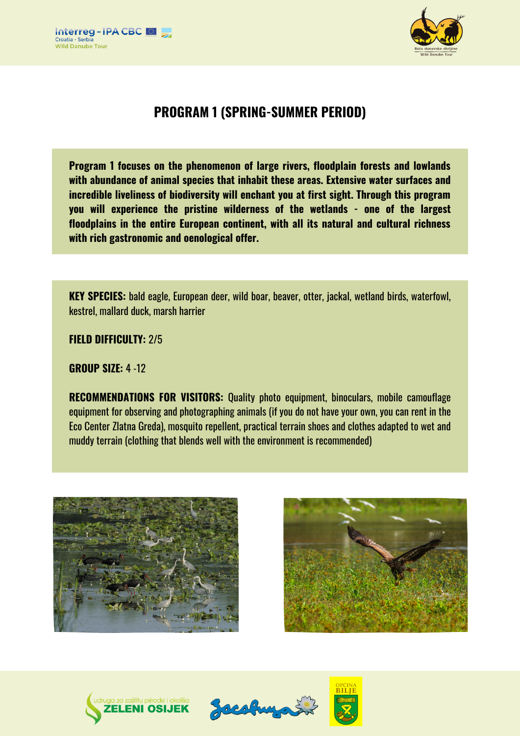# PROGRAM 1 (SPRING-SUMMER PERIOD)

**Program 1 focuses on the phenomenon of large rivers, floodplain forests and lowlands with abundance of animal species that inhabit these areas. Extensive water surfaces and incredible liveliness of biodiversity will enchant you at first sight. Through this program you will experience the pristine wilderness of the wetlands - one of the largest floodplains in the entire European continent, with all its natural and cultural richness with rich gastronomic and oenological offer.**

**KEY SPECIES:** bald eagle, European deer, wild boar, beaver, otter, jackal, wetland birds, waterfowl, kestrel, mallard duck, marsh harrier

**FIELD DIFFICULTY:** 2/5

**GROUP SIZE:** 4 -12

**RECOMMENDATIONS FOR VISITORS:** Quality photo equipment, binoculars, mobile camouflage equipment for observing and photographing animals (if you do not have your own, you can rent in the Eco Center Zlatna Greda), mosquito repellent, practical terrain shoes and clothes adapted to wet and muddy terrain (clothing that blends well with the environment is recommended)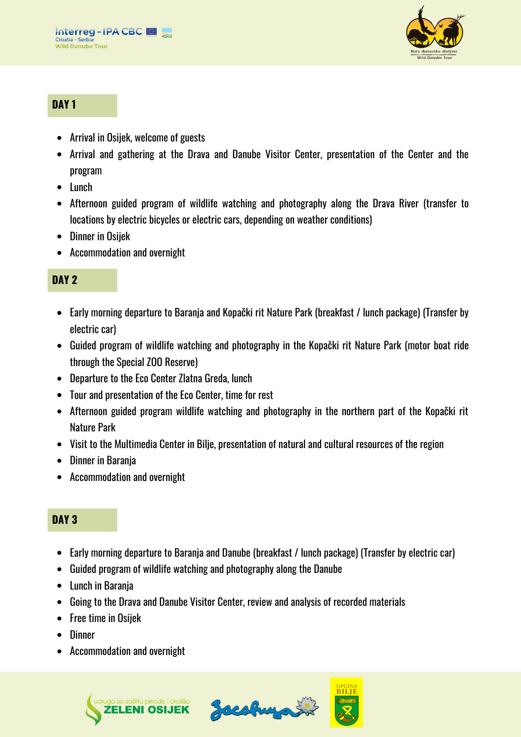## DAY 1

- Arrival in Osijek, welcome of guests
- Arrival and gathering at the Drava and Danube Visitor Center, presentation of the Center and the program
- Lunch
- Afternoon guided program of wildlife watching and photography along the Drava River (transfer to locations by electric bicycles or electric cars, depending on weather conditions)
- Dinner in Osijek
- Accommodation and overnight

## DAY 2

- Early morning departure to Baranja and Kopački rit Nature Park (breakfast / lunch package) (Transfer by electric car)
- Guided program of wildlife watching and photography in the Kopački rit Nature Park (motor boat ride through the Special ZOO Reserve)
- Departure to the Eco Center Zlatna Greda, lunch
- Tour and presentation of the Eco Center, time for rest
- Afternoon guided program wildlife watching and photography in the northern part of the Kopački rit Nature Park
- Visit to the Multimedia Center in Bilje, presentation of natural and cultural resources of the region
- Dinner in Baranja
- Accommodation and overnight

## DAY 3

- Early morning departure to Baranja and Danube (breakfast / lunch package) (Transfer by electric car)
- Guided program of wildlife watching and photography along the Danube
- Lunch in Baranja
- Going to the Drava and Danube Visitor Center, review and analysis of recorded materials
- Free time in Osijek
- Dinner
- Accommodation and overnight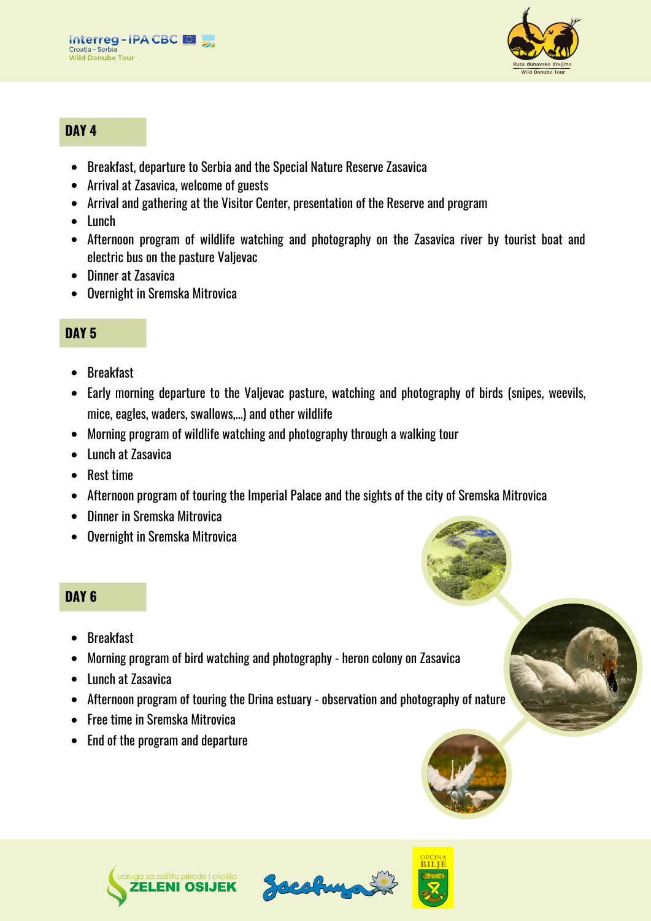## DAY 4

- Breakfast, departure to Serbia and the Special Nature Reserve Zasavica
- Arrival at Zasavica, welcome of guests
- Arrival and gathering at the Visitor Center, presentation of the Reserve and program
- Lunch
- Afternoon program of wildlife watching and photography on the Zasavica river by tourist boat and electric bus on the pasture Valjevac
- Dinner at Zasavica
- Overnight in Sremska Mitrovica

## DAY 5

- Breakfast
- Early morning departure to the Valjevac pasture, watching and photography of birds (snipes, weevils, mice, eagles, waders, swallows,...) and other wildlife
- Morning program of wildlife watching and photography through a walking tour
- Lunch at Zasavica
- Rest time
- Afternoon program of touring the Imperial Palace and the sights of the city of Sremska Mitrovica
- Dinner in Sremska Mitrovica
- Overnight in Sremska Mitrovica

## DAY 6

- Breakfast
- Morning program of bird watching and photography - heron colony on Zasavica
- Lunch at Zasavica
- Afternoon program of touring the Drina estuary - observation and photography of nature
- Free time in Sremska Mitrovica
- End of the program and departure